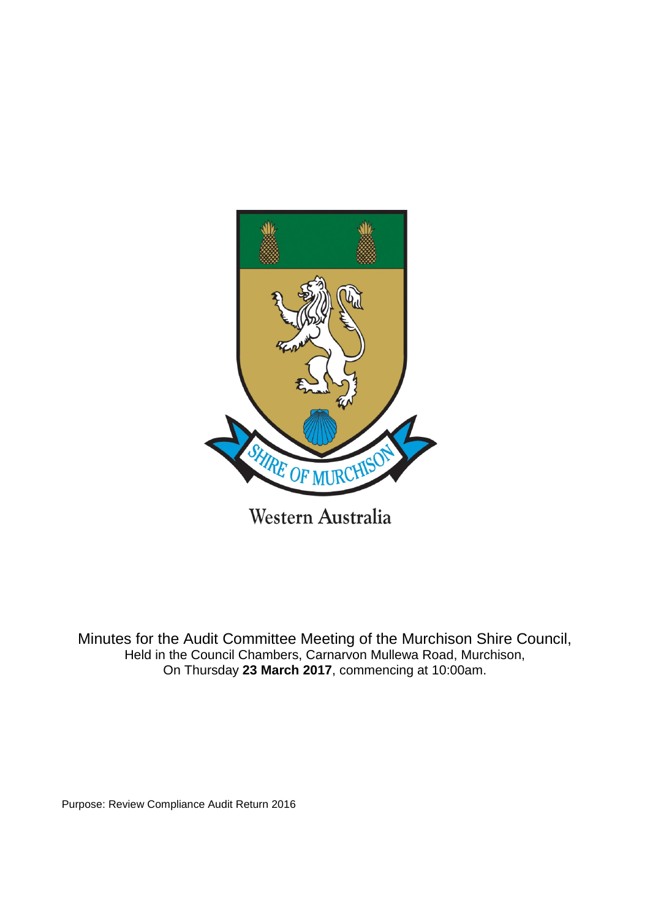SHIRE OF MURCHISON

Western Australia

Minutes for the Audit Committee Meeting of the Murchison Shire Council,
Held in the Council Chambers, Carnarvon Mullewa Road, Murchison,
On Thursday **23 March 2017**, commencing at 10:00am.

Purpose: Review Compliance Audit Return 2016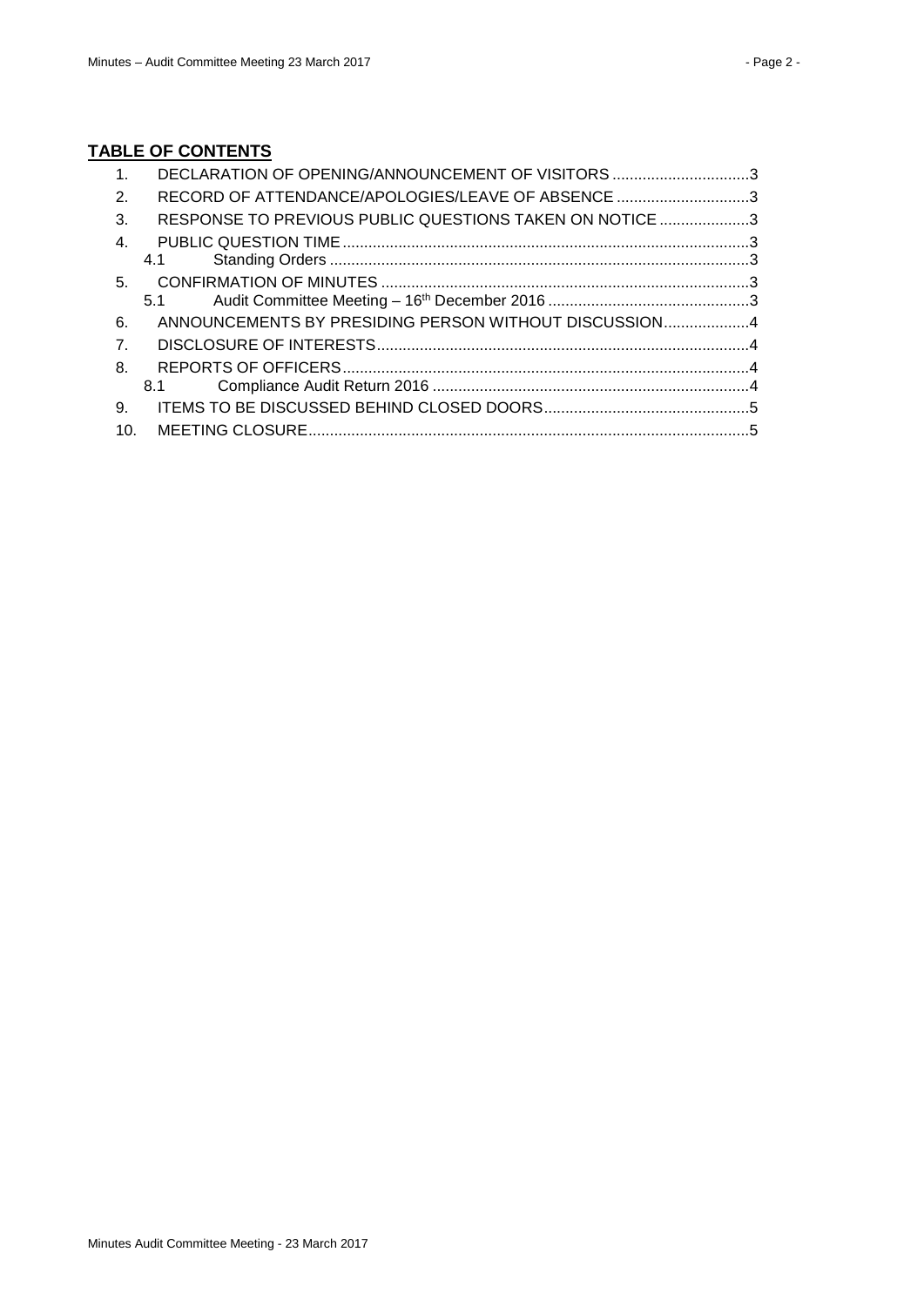## TABLE OF CONTENTS

1. DECLARATION OF OPENING/ANNOUNCEMENT OF VISITORS ................................3
2. RECORD OF ATTENDANCE/APOLOGIES/LEAVE OF ABSENCE ................................3
3. RESPONSE TO PREVIOUS PUBLIC QUESTIONS TAKEN ON NOTICE ....................3
4. PUBLIC QUESTION TIME ..............................................................................................3
   - 4.1 Standing Orders ..................................................................................................3
5. CONFIRMATION OF MINUTES .....................................................................................3
   - 5.1 Audit Committee Meeting – 16th December 2016 ...............................................3
6. ANNOUNCEMENTS BY PRESIDING PERSON WITHOUT DISCUSSION....................4
7. DISCLOSURE OF INTERESTS.......................................................................................4
8. REPORTS OF OFFICERS...............................................................................................4
   - 8.1 Compliance Audit Return 2016 ..........................................................................4
9. ITEMS TO BE DISCUSSED BEHIND CLOSED DOORS................................................5
10. MEETING CLOSURE.......................................................................................................5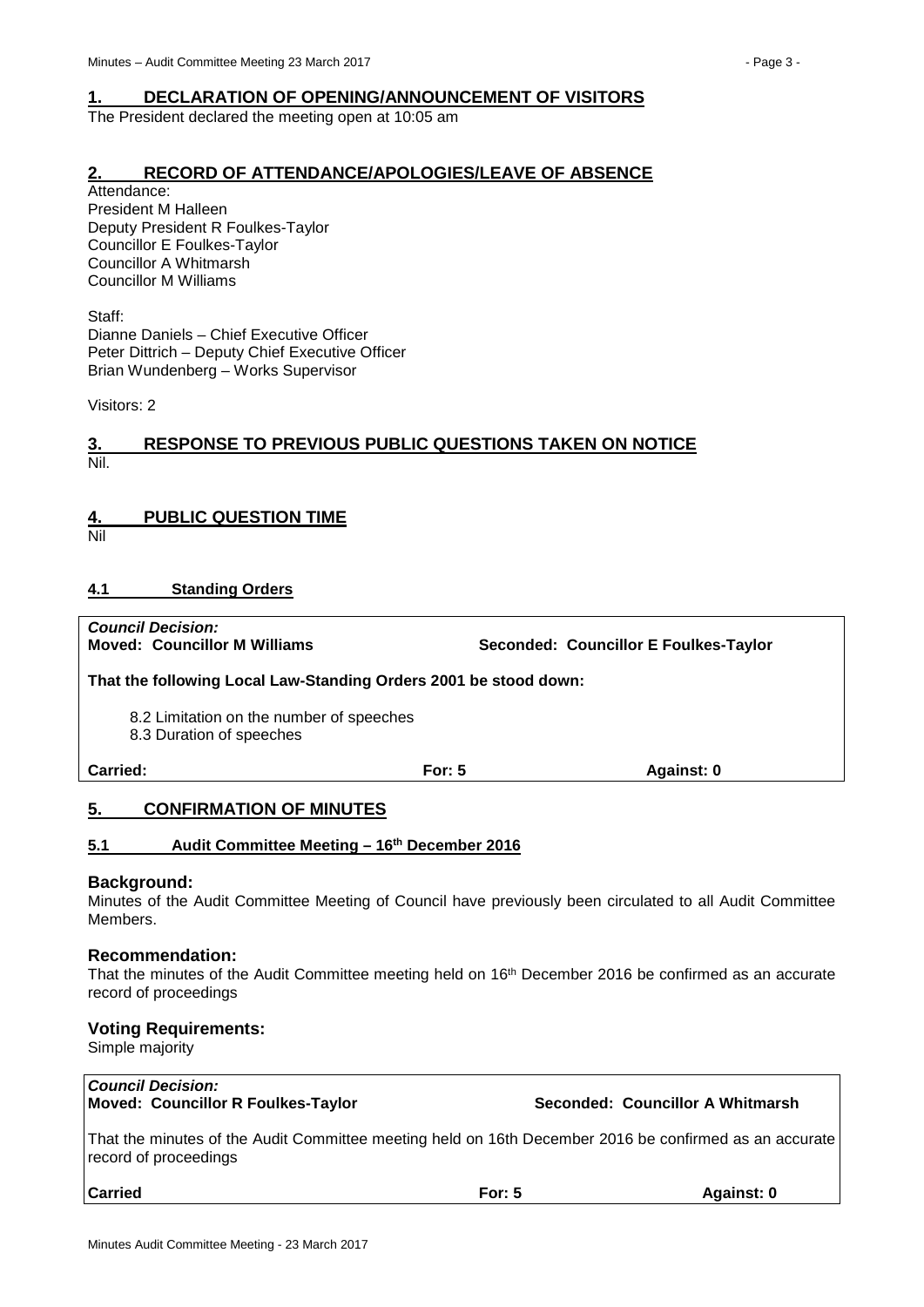## 1. DECLARATION OF OPENING/ANNOUNCEMENT OF VISITORS

The President declared the meeting open at 10:05 am

## 2. RECORD OF ATTENDANCE/APOLOGIES/LEAVE OF ABSENCE

Attendance:
President M Halleen
Deputy President R Foulkes-Taylor
Councillor E Foulkes-Taylor
Councillor A Whitmarsh
Councillor M Williams

Staff:
Dianne Daniels – Chief Executive Officer
Peter Dittrich – Deputy Chief Executive Officer
Brian Wundenberg – Works Supervisor

Visitors: 2

## 3. RESPONSE TO PREVIOUS PUBLIC QUESTIONS TAKEN ON NOTICE

Nil.

## 4. PUBLIC QUESTION TIME

Nil

### 4.1 Standing Orders

***Council Decision:***
**Moved: Councillor M Williams** **Seconded: Councillor E Foulkes-Taylor**

**That the following Local Law-Standing Orders 2001 be stood down:**

8.2 Limitation on the number of speeches
8.3 Duration of speeches

| **Carried:** | **For: 5** | **Against: 0** |
|---|---|---|

## 5. CONFIRMATION OF MINUTES

### 5.1 Audit Committee Meeting – 16th December 2016

### Background:

Minutes of the Audit Committee Meeting of Council have previously been circulated to all Audit Committee Members.

### Recommendation:

That the minutes of the Audit Committee meeting held on 16th December 2016 be confirmed as an accurate record of proceedings

### Voting Requirements:

Simple majority

***Council Decision:***
**Moved: Councillor R Foulkes-Taylor** **Seconded: Councillor A Whitmarsh**

That the minutes of the Audit Committee meeting held on 16th December 2016 be confirmed as an accurate record of proceedings

| **Carried** | **For: 5** | **Against: 0** |
|---|---|---|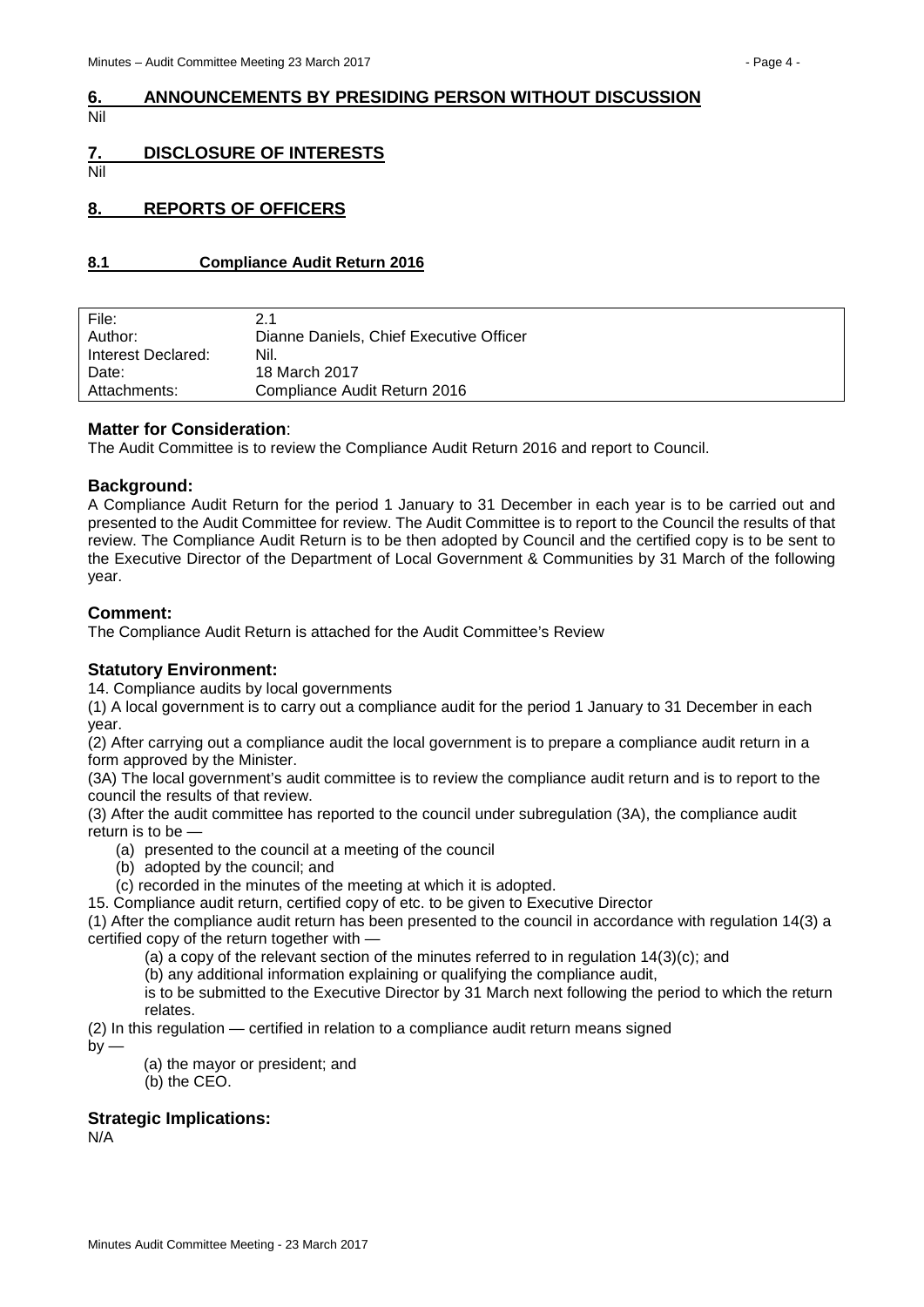## 6. ANNOUNCEMENTS BY PRESIDING PERSON WITHOUT DISCUSSION

Nil

## 7. DISCLOSURE OF INTERESTS

Nil

## 8. REPORTS OF OFFICERS

### 8.1 Compliance Audit Return 2016

| File: | 2.1 |
|---|---|
| Author: | Dianne Daniels, Chief Executive Officer |
| Interest Declared: | Nil. |
| Date: | 18 March 2017 |
| Attachments: | Compliance Audit Return 2016 |

**Matter for Consideration**:

The Audit Committee is to review the Compliance Audit Return 2016 and report to Council.

**Background:**

A Compliance Audit Return for the period 1 January to 31 December in each year is to be carried out and presented to the Audit Committee for review. The Audit Committee is to report to the Council the results of that review. The Compliance Audit Return is to be then adopted by Council and the certified copy is to be sent to the Executive Director of the Department of Local Government & Communities by 31 March of the following year.

**Comment:**

The Compliance Audit Return is attached for the Audit Committee's Review

**Statutory Environment:**

14. Compliance audits by local governments

(1) A local government is to carry out a compliance audit for the period 1 January to 31 December in each year.

(2) After carrying out a compliance audit the local government is to prepare a compliance audit return in a form approved by the Minister.

(3A) The local government's audit committee is to review the compliance audit return and is to report to the council the results of that review.

(3) After the audit committee has reported to the council under subregulation (3A), the compliance audit return is to be —

(a) presented to the council at a meeting of the council

(b) adopted by the council; and

(c) recorded in the minutes of the meeting at which it is adopted.

15. Compliance audit return, certified copy of etc. to be given to Executive Director

(1) After the compliance audit return has been presented to the council in accordance with regulation 14(3) a certified copy of the return together with —

(a) a copy of the relevant section of the minutes referred to in regulation 14(3)(c); and

(b) any additional information explaining or qualifying the compliance audit,

is to be submitted to the Executive Director by 31 March next following the period to which the return relates.

(2) In this regulation — certified in relation to a compliance audit return means signed by —

(a) the mayor or president; and

(b) the CEO.

**Strategic Implications:**

N/A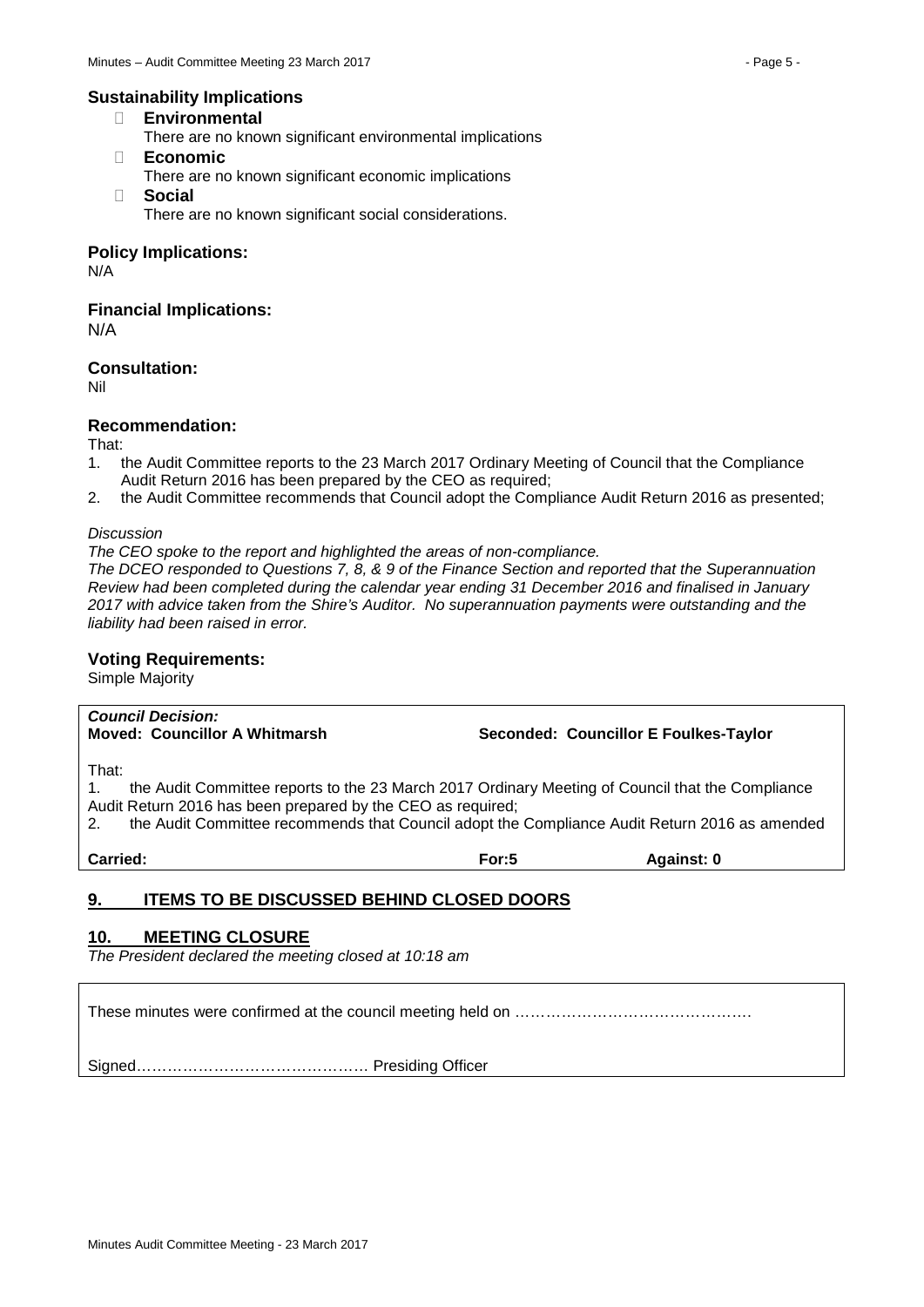### Sustainability Implications

- **Environmental**
  There are no known significant environmental implications
- **Economic**
  There are no known significant economic implications
- **Social**
  There are no known significant social considerations.

### Policy Implications:

N/A

### Financial Implications:

N/A

### Consultation:

Nil

### Recommendation:

That:

1. the Audit Committee reports to the 23 March 2017 Ordinary Meeting of Council that the Compliance Audit Return 2016 has been prepared by the CEO as required;
2. the Audit Committee recommends that Council adopt the Compliance Audit Return 2016 as presented;

*Discussion*

*The CEO spoke to the report and highlighted the areas of non-compliance.*

*The DCEO responded to Questions 7, 8, & 9 of the Finance Section and reported that the Superannuation Review had been completed during the calendar year ending 31 December 2016 and finalised in January 2017 with advice taken from the Shire's Auditor. No superannuation payments were outstanding and the liability had been raised in error.*

### Voting Requirements:

Simple Majority

***Council Decision:***

**Moved: Councillor A Whitmarsh** **Seconded: Councillor E Foulkes-Taylor**

That:

1. the Audit Committee reports to the 23 March 2017 Ordinary Meeting of Council that the Compliance Audit Return 2016 has been prepared by the CEO as required;
2. the Audit Committee recommends that Council adopt the Compliance Audit Return 2016 as amended

**Carried:** **For:5** **Against: 0**

## 9. ITEMS TO BE DISCUSSED BEHIND CLOSED DOORS

## 10. MEETING CLOSURE

*The President declared the meeting closed at 10:18 am*

These minutes were confirmed at the council meeting held on ……………………………………….

Signed………………………………………. Presiding Officer